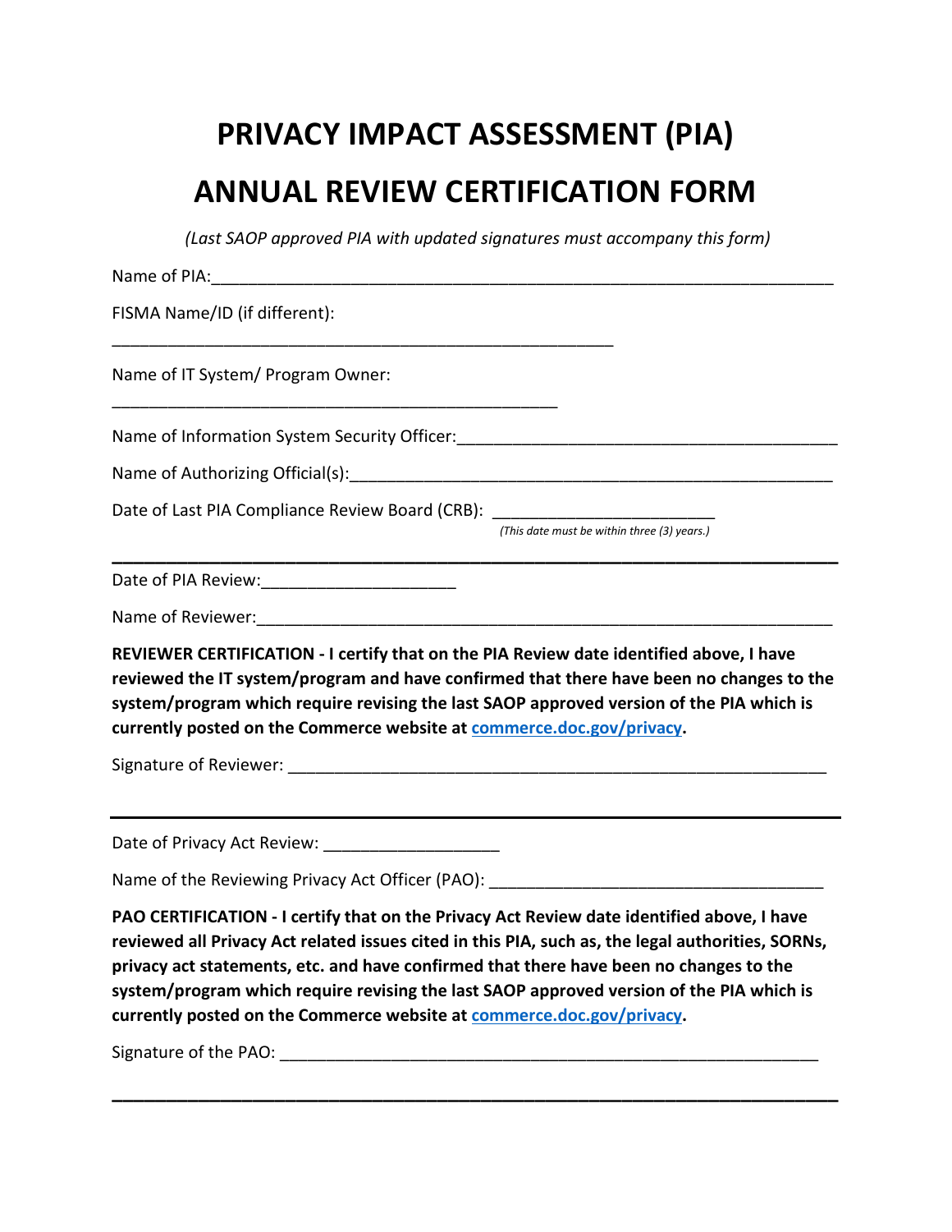# PRIVACY IMPACT ASSESSMENT (PIA)

# ANNUAL REVIEW CERTIFICATION FORM

*(Last SAOP approved PIA with updated signatures must accompany this form)*

Name of PIA:___________________________________________________________________

FISMA Name/ID (if different):

_______________________________________________________

Name of IT System/ Program Owner:

_________________________________________________

Name of Information System Security Officer:_________________________________________

Name of Authorizing Official(s):_____________________________________________________

Date of Last PIA Compliance Review Board (CRB): _______________________

*(This date must be within three (3) years.)*

---

Date of PIA Review:_____________________

Name of Reviewer:_______________________________________________________________

**REVIEWER CERTIFICATION - I certify that on the PIA Review date identified above, I have reviewed the IT system/program and have confirmed that there have been no changes to the system/program which require revising the last SAOP approved version of the PIA which is currently posted on the Commerce website at [commerce.doc.gov/privacy](commerce.doc.gov/privacy).**

Signature of Reviewer: _____________________________________________________________

---

Date of Privacy Act Review: ___________________

Name of the Reviewing Privacy Act Officer (PAO): ____________________________________

**PAO CERTIFICATION - I certify that on the Privacy Act Review date identified above, I have reviewed all Privacy Act related issues cited in this PIA, such as, the legal authorities, SORNs, privacy act statements, etc. and have confirmed that there have been no changes to the system/program which require revising the last SAOP approved version of the PIA which is currently posted on the Commerce website at [commerce.doc.gov/privacy](commerce.doc.gov/privacy).**

Signature of the PAO: _____________________________________________________________

---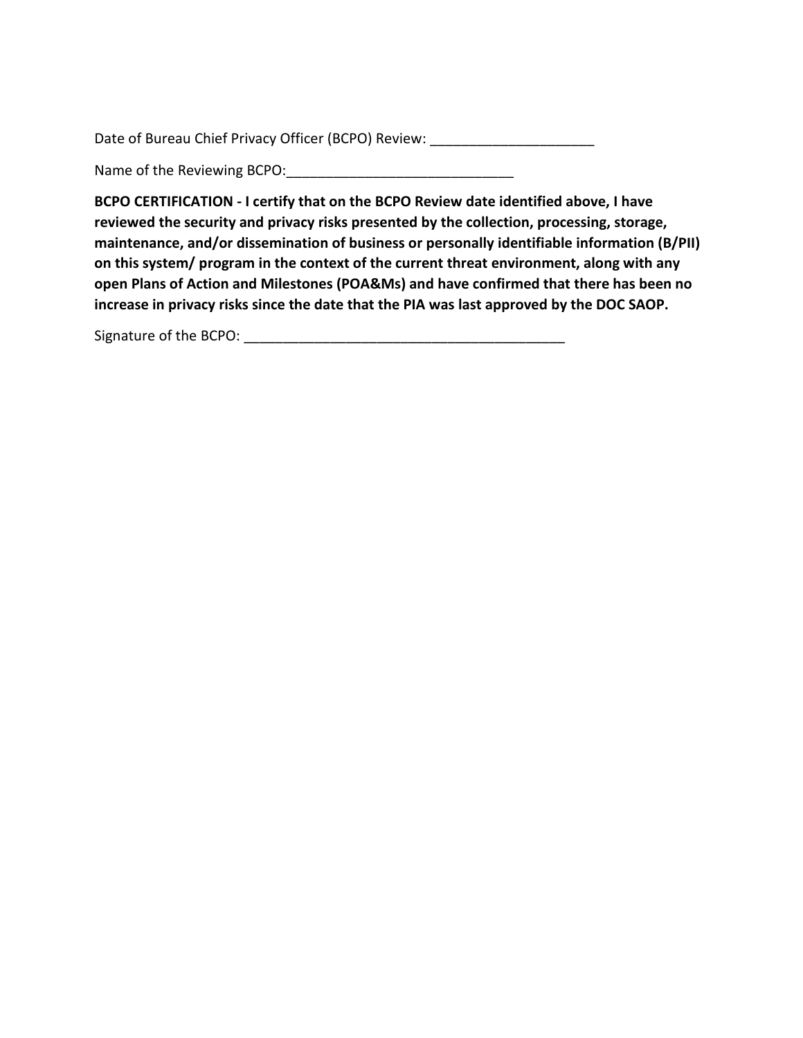Date of Bureau Chief Privacy Officer (BCPO) Review: _____________________

Name of the Reviewing BCPO:_____________________________

**BCPO CERTIFICATION - I certify that on the BCPO Review date identified above, I have reviewed the security and privacy risks presented by the collection, processing, storage, maintenance, and/or dissemination of business or personally identifiable information (B/PII) on this system/ program in the context of the current threat environment, along with any open Plans of Action and Milestones (POA&Ms) and have confirmed that there has been no increase in privacy risks since the date that the PIA was last approved by the DOC SAOP.**

Signature of the BCPO: __________________________________________